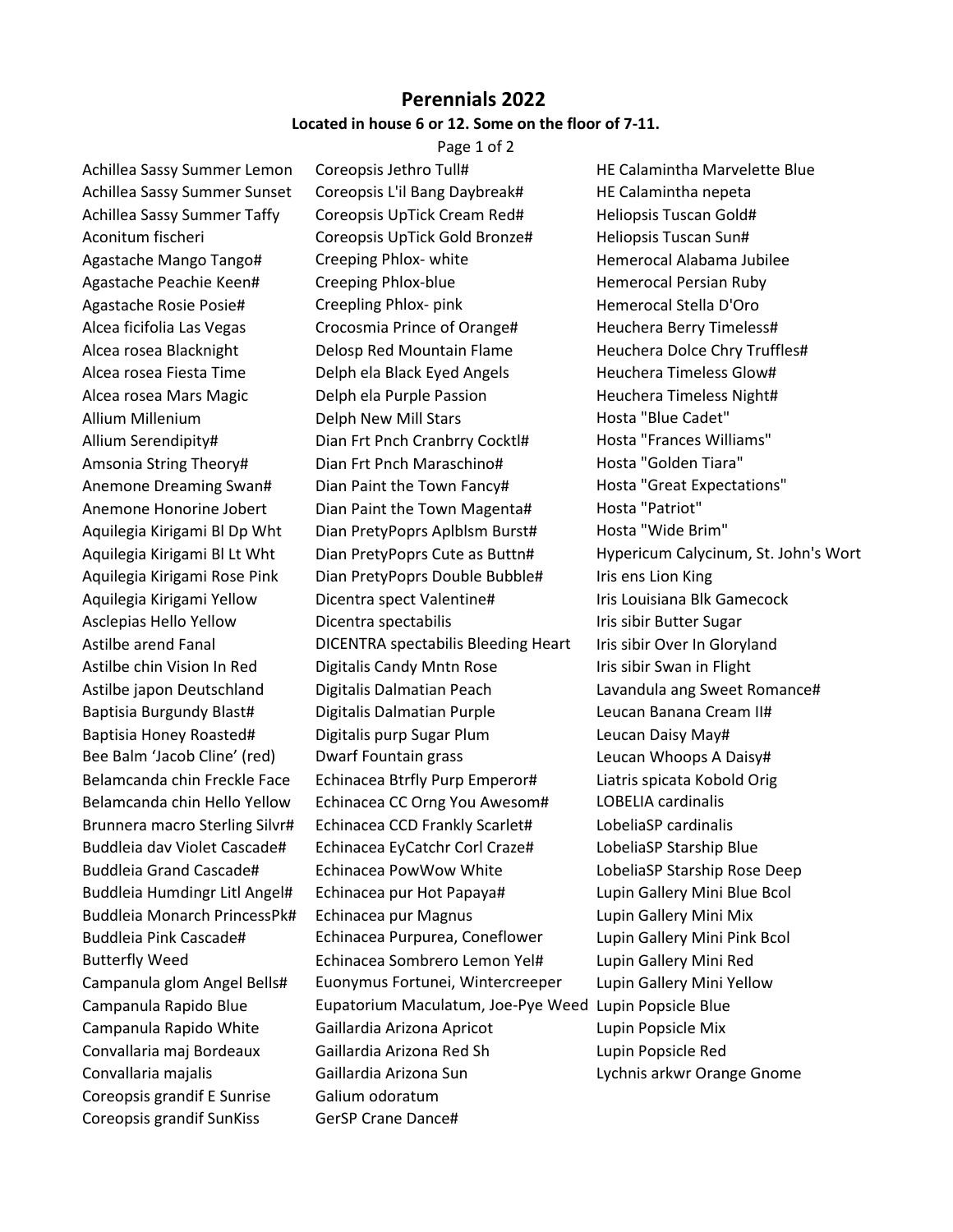# Perennials 2022

**Located in house 6 or 12. Some on the floor of 7-11.**

Achillea Sassy Summer Lemon
Achillea Sassy Summer Sunset
Achillea Sassy Summer Taffy
Aconitum fischeri
Agastache Mango Tango#
Agastache Peachie Keen#
Agastache Rosie Posie#
Alcea ficifolia Las Vegas
Alcea rosea Blacknight
Alcea rosea Fiesta Time
Alcea rosea Mars Magic
Allium Millenium
Allium Serendipity#
Amsonia String Theory#
Anemone Dreaming Swan#
Anemone Honorine Jobert
Aquilegia Kirigami Bl Dp Wht
Aquilegia Kirigami Bl Lt Wht
Aquilegia Kirigami Rose Pink
Aquilegia Kirigami Yellow
Asclepias Hello Yellow
Astilbe arend Fanal
Astilbe chin Vision In Red
Astilbe japon Deutschland
Baptisia Burgundy Blast#
Baptisia Honey Roasted#
Bee Balm 'Jacob Cline' (red)
Belamcanda chin Freckle Face
Belamcanda chin Hello Yellow
Brunnera macro Sterling Silvr#
Buddleia dav Violet Cascade#
Buddleia Grand Cascade#
Buddleia Humdingr Litl Angel#
Buddleia Monarch PrincessPk#
Buddleia Pink Cascade#
Butterfly Weed
Campanula glom Angel Bells#
Campanula Rapido Blue
Campanula Rapido White
Convallaria maj Bordeaux
Convallaria majalis
Coreopsis grandif E Sunrise
Coreopsis grandif SunKiss
Coreopsis Jethro Tull#
Coreopsis L'il Bang Daybreak#
Coreopsis UpTick Cream Red#
Coreopsis UpTick Gold Bronze#
Creeping Phlox- white
Creeping Phlox-blue
Creepling Phlox- pink
Crocosmia Prince of Orange#
Delosp Red Mountain Flame
Delph ela Black Eyed Angels
Delph ela Purple Passion
Delph New Mill Stars
Dian Frt Pnch Cranbrry Cocktl#
Dian Frt Pnch Maraschino#
Dian Paint the Town Fancy#
Dian Paint the Town Magenta#
Dian PretyPoprs Aplblsm Burst#
Dian PretyPoprs Cute as Buttn#
Dian PretyPoprs Double Bubble#
Dicentra spect Valentine#
Dicentra spectabilis
DICENTRA spectabilis Bleeding Heart
Digitalis Candy Mntn Rose
Digitalis Dalmatian Peach
Digitalis Dalmatian Purple
Digitalis purp Sugar Plum
Dwarf Fountain grass
Echinacea Btrfly Purp Emperor#
Echinacea CC Orng You Awesom#
Echinacea CCD Frankly Scarlet#
Echinacea EyCatchr Corl Craze#
Echinacea PowWow White
Echinacea pur Hot Papaya#
Echinacea pur Magnus
Echinacea Purpurea, Coneflower
Echinacea Sombrero Lemon Yel#
Euonymus Fortunei, Wintercreeper
Eupatorium Maculatum, Joe-Pye Weed
Gaillardia Arizona Apricot
Gaillardia Arizona Red Sh
Gaillardia Arizona Sun
Galium odoratum
GerSP Crane Dance#
HE Calamintha Marvelette Blue
HE Calamintha nepeta
Heliopsis Tuscan Gold#
Heliopsis Tuscan Sun#
Hemerocal Alabama Jubilee
Hemerocal Persian Ruby
Hemerocal Stella D'Oro
Heuchera Berry Timeless#
Heuchera Dolce Chry Truffles#
Heuchera Timeless Glow#
Heuchera Timeless Night#
Hosta "Blue Cadet"
Hosta "Frances Williams"
Hosta "Golden Tiara"
Hosta "Great Expectations"
Hosta "Patriot"
Hosta "Wide Brim"
Hypericum Calycinum, St. John's Wort
Iris ens Lion King
Iris Louisiana Blk Gamecock
Iris sibir Butter Sugar
Iris sibir Over In Gloryland
Iris sibir Swan in Flight
Lavandula ang Sweet Romance#
Leucan Banana Cream II#
Leucan Daisy May#
Leucan Whoops A Daisy#
Liatris spicata Kobold Orig
LOBELIA cardinalis
LobeliaSP cardinalis
LobeliaSP Starship Blue
LobeliaSP Starship Rose Deep
Lupin Gallery Mini Blue Bcol
Lupin Gallery Mini Mix
Lupin Gallery Mini Pink Bcol
Lupin Gallery Mini Red
Lupin Gallery Mini Yellow
Lupin Popsicle Blue
Lupin Popsicle Mix
Lupin Popsicle Red
Lychnis arkwr Orange Gnome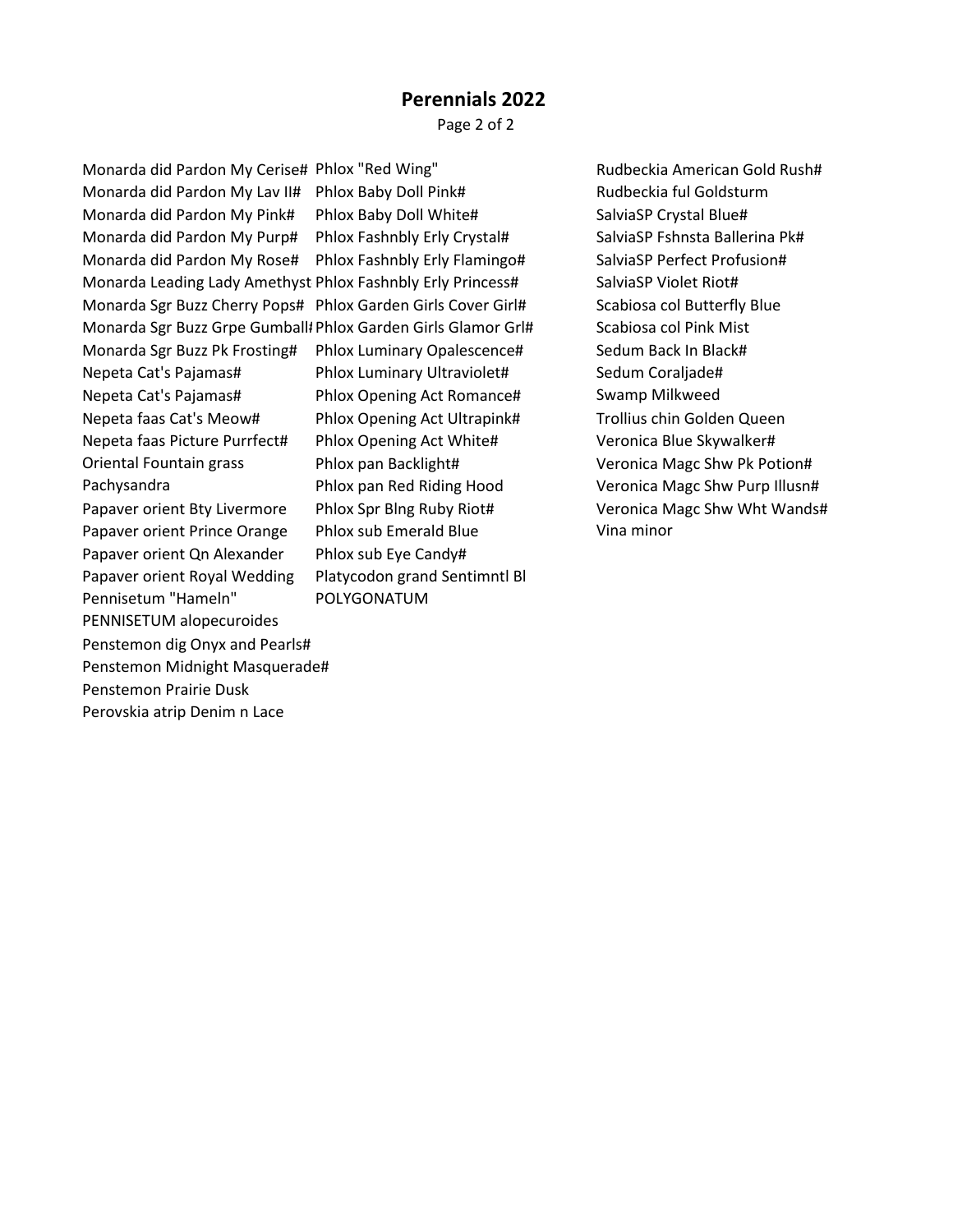## Perennials 2022

Monarda did Pardon My Cerise#
Monarda did Pardon My Lav II#
Monarda did Pardon My Pink#
Monarda did Pardon My Purp#
Monarda did Pardon My Rose#
Monarda Leading Lady Amethyst
Monarda Sgr Buzz Cherry Pops#
Monarda Sgr Buzz Grpe Gumball#
Monarda Sgr Buzz Pk Frosting#
Nepeta Cat's Pajamas#
Nepeta Cat's Pajamas#
Nepeta faas Cat's Meow#
Nepeta faas Picture Purrfect#
Oriental Fountain grass
Pachysandra
Papaver orient Bty Livermore
Papaver orient Prince Orange
Papaver orient Qn Alexander
Papaver orient Royal Wedding
Pennisetum "Hameln"
PENNISETUM alopecuroides
Penstemon dig Onyx and Pearls#
Penstemon Midnight Masquerade#
Penstemon Prairie Dusk
Perovskia atrip Denim n Lace

Phlox "Red Wing"
Phlox Baby Doll Pink#
Phlox Baby Doll White#
Phlox Fashnbly Erly Crystal#
Phlox Fashnbly Erly Flamingo#
Phlox Fashnbly Erly Princess#
Phlox Garden Girls Cover Girl#
Phlox Garden Girls Glamor Grl#
Phlox Luminary Opalescence#
Phlox Luminary Ultraviolet#
Phlox Opening Act Romance#
Phlox Opening Act Ultrapink#
Phlox Opening Act White#
Phlox pan Backlight#
Phlox pan Red Riding Hood
Phlox Spr Blng Ruby Riot#
Phlox sub Emerald Blue
Phlox sub Eye Candy#
Platycodon grand Sentimntl Bl
POLYGONATUM

Rudbeckia American Gold Rush#
Rudbeckia ful Goldsturm
SalviaSP Crystal Blue#
SalviaSP Fshnsta Ballerina Pk#
SalviaSP Perfect Profusion#
SalviaSP Violet Riot#
Scabiosa col Butterfly Blue
Scabiosa col Pink Mist
Sedum Back In Black#
Sedum Coraljade#
Swamp Milkweed
Trollius chin Golden Queen
Veronica Blue Skywalker#
Veronica Magc Shw Pk Potion#
Veronica Magc Shw Purp Illusn#
Veronica Magc Shw Wht Wands#
Vina minor